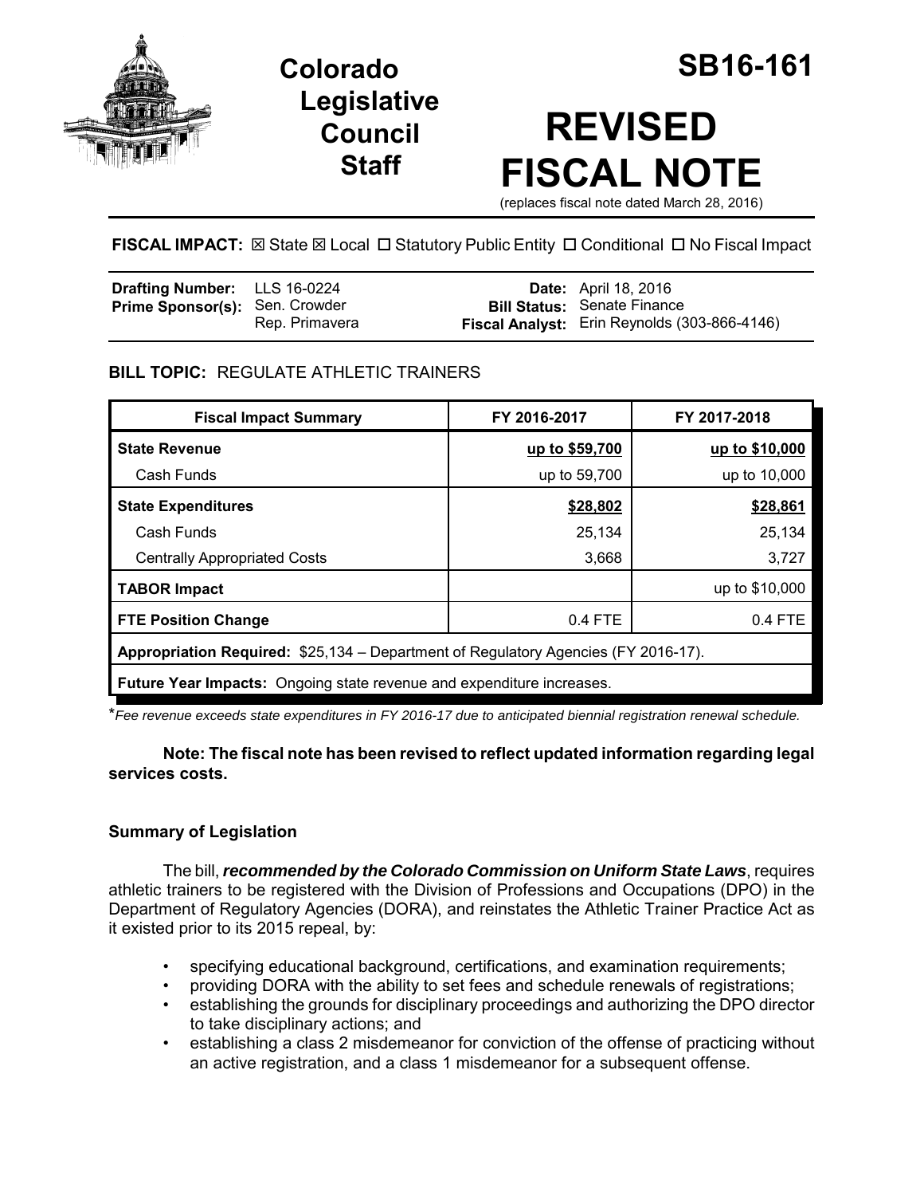# Colorado Legislative Council Staff

# SB16-161

# REVISED FISCAL NOTE

(replaces fiscal note dated March 28, 2016)

**FISCAL IMPACT:** ☒ State ☒ Local ☐ Statutory Public Entity ☐ Conditional ☐ No Fiscal Impact

| | | | |
|---|---|---|---|
| **Drafting Number:** | LLS 16-0224 | **Date:** | April 18, 2016 |
| **Prime Sponsor(s):** | Sen. Crowder<br>Rep. Primavera | **Bill Status:** | Senate Finance |
| | | **Fiscal Analyst:** | Erin Reynolds (303-866-4146) |

## BILL TOPIC: REGULATE ATHLETIC TRAINERS

| Fiscal Impact Summary | FY 2016-2017 | FY 2017-2018 |
|---|---|---|
| **State Revenue** | **up to $59,700** | **up to $10,000** |
| Cash Funds | up to 59,700 | up to 10,000 |
| **State Expenditures** | **$28,802** | **$28,861** |
| Cash Funds | 25,134 | 25,134 |
| Centrally Appropriated Costs | 3,668 | 3,727 |
| **TABOR Impact** | | up to $10,000 |
| **FTE Position Change** | 0.4 FTE | 0.4 FTE |
| **Appropriation Required:** $25,134 – Department of Regulatory Agencies (FY 2016-17). | | |
| **Future Year Impacts:** Ongoing state revenue and expenditure increases. | | |

*Fee revenue exceeds state expenditures in FY 2016-17 due to anticipated biennial registration renewal schedule.*

**Note: The fiscal note has been revised to reflect updated information regarding legal services costs.**

### Summary of Legislation

The bill, ***recommended by the Colorado Commission on Uniform State Laws***, requires athletic trainers to be registered with the Division of Professions and Occupations (DPO) in the Department of Regulatory Agencies (DORA), and reinstates the Athletic Trainer Practice Act as it existed prior to its 2015 repeal, by:

- specifying educational background, certifications, and examination requirements;
- providing DORA with the ability to set fees and schedule renewals of registrations;
- establishing the grounds for disciplinary proceedings and authorizing the DPO director to take disciplinary actions; and
- establishing a class 2 misdemeanor for conviction of the offense of practicing without an active registration, and a class 1 misdemeanor for a subsequent offense.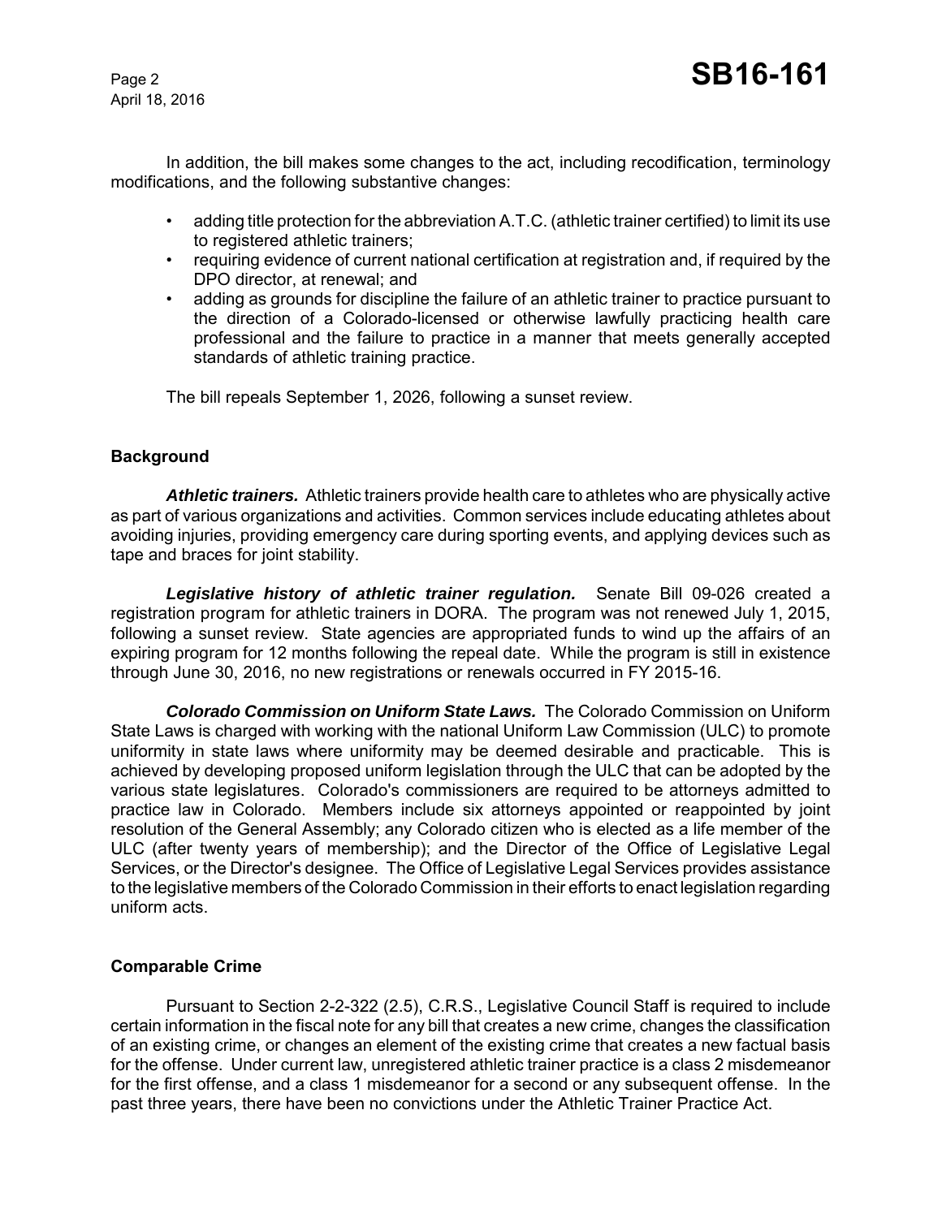In addition, the bill makes some changes to the act, including recodification, terminology modifications, and the following substantive changes:

- adding title protection for the abbreviation A.T.C. (athletic trainer certified) to limit its use to registered athletic trainers;
- requiring evidence of current national certification at registration and, if required by the DPO director, at renewal; and
- adding as grounds for discipline the failure of an athletic trainer to practice pursuant to the direction of a Colorado-licensed or otherwise lawfully practicing health care professional and the failure to practice in a manner that meets generally accepted standards of athletic training practice.

The bill repeals September 1, 2026, following a sunset review.

## Background

***Athletic trainers.*** Athletic trainers provide health care to athletes who are physically active as part of various organizations and activities. Common services include educating athletes about avoiding injuries, providing emergency care during sporting events, and applying devices such as tape and braces for joint stability.

***Legislative history of athletic trainer regulation.*** Senate Bill 09-026 created a registration program for athletic trainers in DORA. The program was not renewed July 1, 2015, following a sunset review. State agencies are appropriated funds to wind up the affairs of an expiring program for 12 months following the repeal date. While the program is still in existence through June 30, 2016, no new registrations or renewals occurred in FY 2015-16.

***Colorado Commission on Uniform State Laws.*** The Colorado Commission on Uniform State Laws is charged with working with the national Uniform Law Commission (ULC) to promote uniformity in state laws where uniformity may be deemed desirable and practicable. This is achieved by developing proposed uniform legislation through the ULC that can be adopted by the various state legislatures. Colorado's commissioners are required to be attorneys admitted to practice law in Colorado. Members include six attorneys appointed or reappointed by joint resolution of the General Assembly; any Colorado citizen who is elected as a life member of the ULC (after twenty years of membership); and the Director of the Office of Legislative Legal Services, or the Director's designee. The Office of Legislative Legal Services provides assistance to the legislative members of the Colorado Commission in their efforts to enact legislation regarding uniform acts.

## Comparable Crime

Pursuant to Section 2-2-322 (2.5), C.R.S., Legislative Council Staff is required to include certain information in the fiscal note for any bill that creates a new crime, changes the classification of an existing crime, or changes an element of the existing crime that creates a new factual basis for the offense. Under current law, unregistered athletic trainer practice is a class 2 misdemeanor for the first offense, and a class 1 misdemeanor for a second or any subsequent offense. In the past three years, there have been no convictions under the Athletic Trainer Practice Act.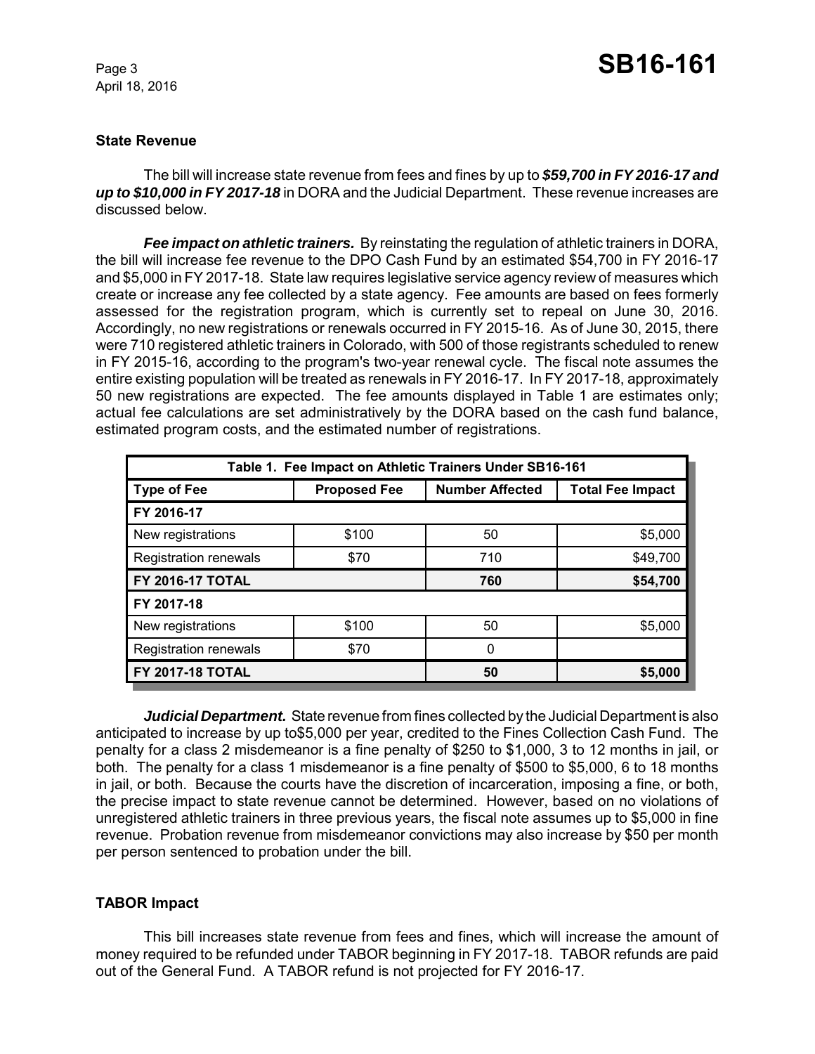### State Revenue

The bill will increase state revenue from fees and fines by up to ***$59,700 in FY 2016-17 and up to $10,000 in FY 2017-18*** in DORA and the Judicial Department. These revenue increases are discussed below.

***Fee impact on athletic trainers.*** By reinstating the regulation of athletic trainers in DORA, the bill will increase fee revenue to the DPO Cash Fund by an estimated $54,700 in FY 2016-17 and $5,000 in FY 2017-18. State law requires legislative service agency review of measures which create or increase any fee collected by a state agency. Fee amounts are based on fees formerly assessed for the registration program, which is currently set to repeal on June 30, 2016. Accordingly, no new registrations or renewals occurred in FY 2015-16. As of June 30, 2015, there were 710 registered athletic trainers in Colorado, with 500 of those registrants scheduled to renew in FY 2015-16, according to the program's two-year renewal cycle. The fiscal note assumes the entire existing population will be treated as renewals in FY 2016-17. In FY 2017-18, approximately 50 new registrations are expected. The fee amounts displayed in Table 1 are estimates only; actual fee calculations are set administratively by the DORA based on the cash fund balance, estimated program costs, and the estimated number of registrations.

| Table 1. Fee Impact on Athletic Trainers Under SB16-161 | | | |
|---|---|---|---|
| **Type of Fee** | **Proposed Fee** | **Number Affected** | **Total Fee Impact** |
| **FY 2016-17** | | | |
| New registrations | $100 | 50 | $5,000 |
| Registration renewals | $70 | 710 | $49,700 |
| **FY 2016-17 TOTAL** | | **760** | **$54,700** |
| **FY 2017-18** | | | |
| New registrations | $100 | 50 | $5,000 |
| Registration renewals | $70 | 0 | |
| **FY 2017-18 TOTAL** | | **50** | **$5,000** |

***Judicial Department.*** State revenue from fines collected by the Judicial Department is also anticipated to increase by up to$5,000 per year, credited to the Fines Collection Cash Fund. The penalty for a class 2 misdemeanor is a fine penalty of $250 to $1,000, 3 to 12 months in jail, or both. The penalty for a class 1 misdemeanor is a fine penalty of $500 to $5,000, 6 to 18 months in jail, or both. Because the courts have the discretion of incarceration, imposing a fine, or both, the precise impact to state revenue cannot be determined. However, based on no violations of unregistered athletic trainers in three previous years, the fiscal note assumes up to $5,000 in fine revenue. Probation revenue from misdemeanor convictions may also increase by $50 per month per person sentenced to probation under the bill.

### TABOR Impact

This bill increases state revenue from fees and fines, which will increase the amount of money required to be refunded under TABOR beginning in FY 2017-18. TABOR refunds are paid out of the General Fund. A TABOR refund is not projected for FY 2016-17.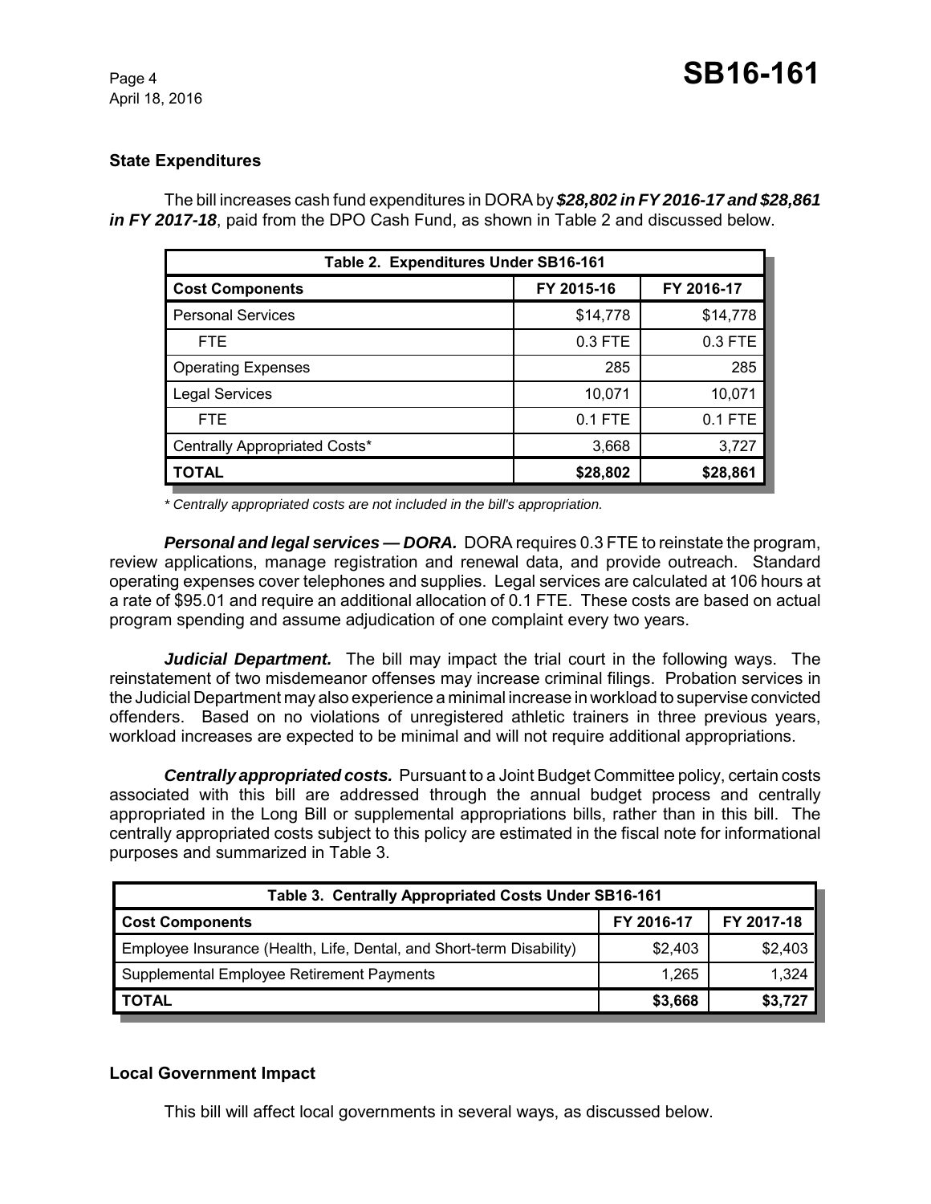### State Expenditures

The bill increases cash fund expenditures in DORA by ***$28,802 in FY 2016-17 and $28,861 in FY 2017-18***, paid from the DPO Cash Fund, as shown in Table 2 and discussed below.

| Table 2. Expenditures Under SB16-161 | | |
|---|---|---|
| **Cost Components** | **FY 2015-16** | **FY 2016-17** |
| Personal Services | $14,778 | $14,778 |
| FTE | 0.3 FTE | 0.3 FTE |
| Operating Expenses | 285 | 285 |
| Legal Services | 10,071 | 10,071 |
| FTE | 0.1 FTE | 0.1 FTE |
| Centrally Appropriated Costs* | 3,668 | 3,727 |
| **TOTAL** | **$28,802** | **$28,861** |

*\* Centrally appropriated costs are not included in the bill's appropriation.*

***Personal and legal services — DORA.*** DORA requires 0.3 FTE to reinstate the program, review applications, manage registration and renewal data, and provide outreach. Standard operating expenses cover telephones and supplies. Legal services are calculated at 106 hours at a rate of $95.01 and require an additional allocation of 0.1 FTE. These costs are based on actual program spending and assume adjudication of one complaint every two years.

***Judicial Department.*** The bill may impact the trial court in the following ways. The reinstatement of two misdemeanor offenses may increase criminal filings. Probation services in the Judicial Department may also experience a minimal increase in workload to supervise convicted offenders. Based on no violations of unregistered athletic trainers in three previous years, workload increases are expected to be minimal and will not require additional appropriations.

***Centrally appropriated costs.*** Pursuant to a Joint Budget Committee policy, certain costs associated with this bill are addressed through the annual budget process and centrally appropriated in the Long Bill or supplemental appropriations bills, rather than in this bill. The centrally appropriated costs subject to this policy are estimated in the fiscal note for informational purposes and summarized in Table 3.

| Table 3. Centrally Appropriated Costs Under SB16-161 | | |
|---|---|---|
| **Cost Components** | **FY 2016-17** | **FY 2017-18** |
| Employee Insurance (Health, Life, Dental, and Short-term Disability) | $2,403 | $2,403 |
| Supplemental Employee Retirement Payments | 1,265 | 1,324 |
| **TOTAL** | **$3,668** | **$3,727** |

### Local Government Impact

This bill will affect local governments in several ways, as discussed below.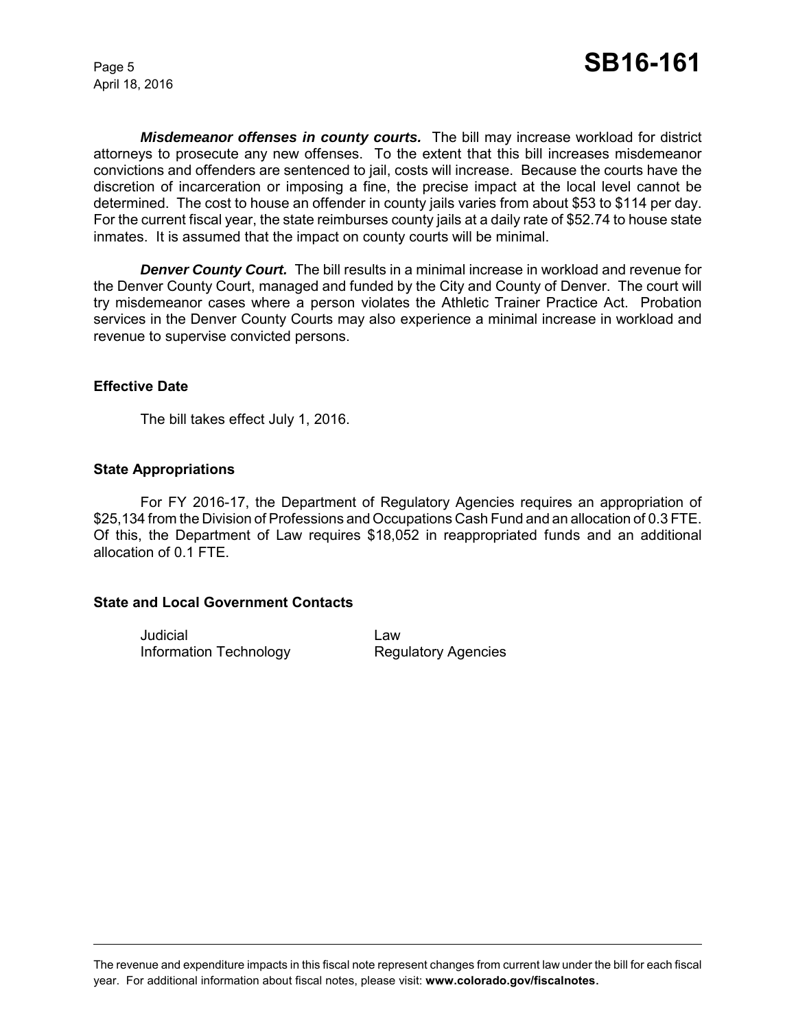***Misdemeanor offenses in county courts.*** The bill may increase workload for district attorneys to prosecute any new offenses. To the extent that this bill increases misdemeanor convictions and offenders are sentenced to jail, costs will increase. Because the courts have the discretion of incarceration or imposing a fine, the precise impact at the local level cannot be determined. The cost to house an offender in county jails varies from about $53 to $114 per day. For the current fiscal year, the state reimburses county jails at a daily rate of $52.74 to house state inmates. It is assumed that the impact on county courts will be minimal.

***Denver County Court.*** The bill results in a minimal increase in workload and revenue for the Denver County Court, managed and funded by the City and County of Denver. The court will try misdemeanor cases where a person violates the Athletic Trainer Practice Act. Probation services in the Denver County Courts may also experience a minimal increase in workload and revenue to supervise convicted persons.

**Effective Date**

The bill takes effect July 1, 2016.

**State Appropriations**

For FY 2016-17, the Department of Regulatory Agencies requires an appropriation of $25,134 from the Division of Professions and Occupations Cash Fund and an allocation of 0.3 FTE. Of this, the Department of Law requires $18,052 in reappropriated funds and an additional allocation of 0.1 FTE.

**State and Local Government Contacts**

| | |
|---|---|
| Judicial | Law |
| Information Technology | Regulatory Agencies |

The revenue and expenditure impacts in this fiscal note represent changes from current law under the bill for each fiscal year. For additional information about fiscal notes, please visit: **www.colorado.gov/fiscalnotes.**